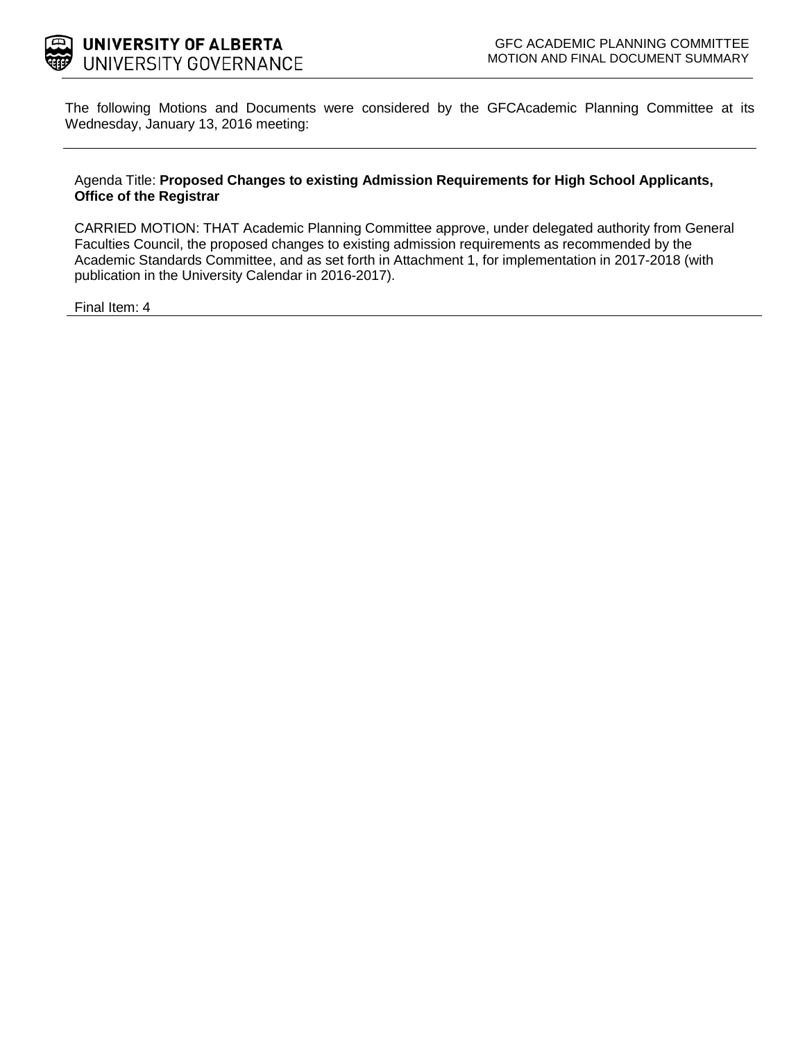**UNIVERSITY OF ALBERTA**
UNIVERSITY GOVERNANCE

GFC ACADEMIC PLANNING COMMITTEE
MOTION AND FINAL DOCUMENT SUMMARY

The following Motions and Documents were considered by the GFCAcademic Planning Committee at its Wednesday, January 13, 2016 meeting:

---

Agenda Title: **Proposed Changes to existing Admission Requirements for High School Applicants, Office of the Registrar**

CARRIED MOTION: THAT Academic Planning Committee approve, under delegated authority from General Faculties Council, the proposed changes to existing admission requirements as recommended by the Academic Standards Committee, and as set forth in Attachment 1, for implementation in 2017-2018 (with publication in the University Calendar in 2016-2017).

Final Item: 4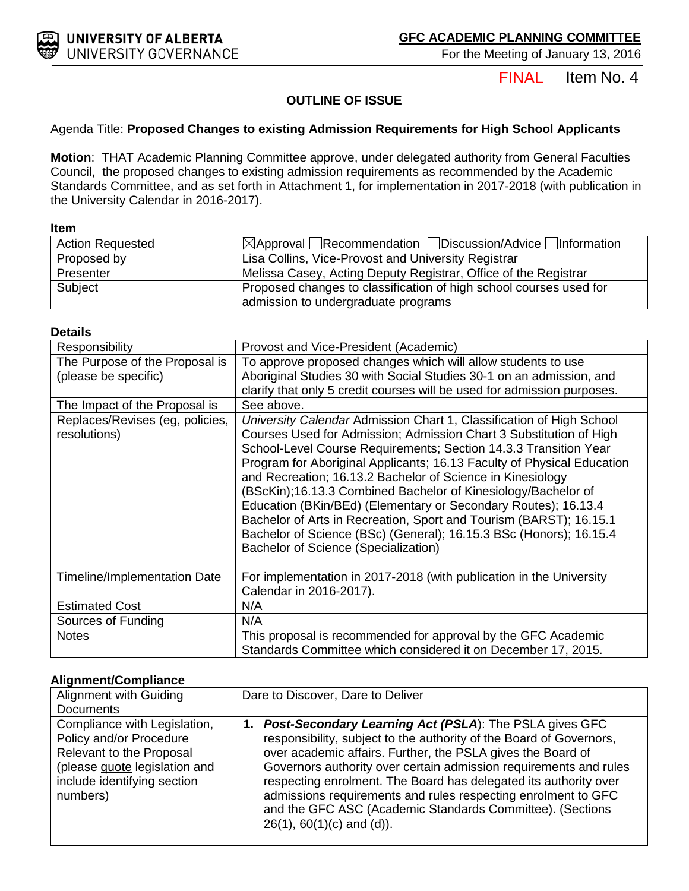UNIVERSITY OF ALBERTA
UNIVERSITY GOVERNANCE

**GFC ACADEMIC PLANNING COMMITTEE**
For the Meeting of January 13, 2016

FINAL Item No. 4

**OUTLINE OF ISSUE**

Agenda Title: **Proposed Changes to existing Admission Requirements for High School Applicants**

**Motion**: THAT Academic Planning Committee approve, under delegated authority from General Faculties Council, the proposed changes to existing admission requirements as recommended by the Academic Standards Committee, and as set forth in Attachment 1, for implementation in 2017-2018 (with publication in the University Calendar in 2016-2017).

**Item**

| | |
|---|---|
| Action Requested | ☒Approval ☐Recommendation ☐Discussion/Advice ☐Information |
| Proposed by | Lisa Collins, Vice-Provost and University Registrar |
| Presenter | Melissa Casey, Acting Deputy Registrar, Office of the Registrar |
| Subject | Proposed changes to classification of high school courses used for admission to undergraduate programs |

**Details**

| | |
|---|---|
| Responsibility | Provost and Vice-President (Academic) |
| The Purpose of the Proposal is (please be specific) | To approve proposed changes which will allow students to use Aboriginal Studies 30 with Social Studies 30-1 on an admission, and clarify that only 5 credit courses will be used for admission purposes. |
| The Impact of the Proposal is | See above. |
| Replaces/Revises (eg, policies, resolutions) | *University Calendar* Admission Chart 1, Classification of High School Courses Used for Admission; Admission Chart 3 Substitution of High School-Level Course Requirements; Section 14.3.3 Transition Year Program for Aboriginal Applicants; 16.13 Faculty of Physical Education and Recreation; 16.13.2 Bachelor of Science in Kinesiology (BScKin);16.13.3 Combined Bachelor of Kinesiology/Bachelor of Education (BKin/BEd) (Elementary or Secondary Routes); 16.13.4 Bachelor of Arts in Recreation, Sport and Tourism (BARST); 16.15.1 Bachelor of Science (BSc) (General); 16.15.3 BSc (Honors); 16.15.4 Bachelor of Science (Specialization) |
| Timeline/Implementation Date | For implementation in 2017-2018 (with publication in the University Calendar in 2016-2017). |
| Estimated Cost | N/A |
| Sources of Funding | N/A |
| Notes | This proposal is recommended for approval by the GFC Academic Standards Committee which considered it on December 17, 2015. |

**Alignment/Compliance**

| | |
|---|---|
| Alignment with Guiding Documents | Dare to Discover, Dare to Deliver |
| Compliance with Legislation, Policy and/or Procedure Relevant to the Proposal (please quote legislation and include identifying section numbers) | 1. ***Post-Secondary Learning Act (PSLA)***: The PSLA gives GFC responsibility, subject to the authority of the Board of Governors, over academic affairs. Further, the PSLA gives the Board of Governors authority over certain admission requirements and rules respecting enrolment. The Board has delegated its authority over admissions requirements and rules respecting enrolment to GFC and the GFC ASC (Academic Standards Committee). (Sections 26(1), 60(1)(c) and (d)). |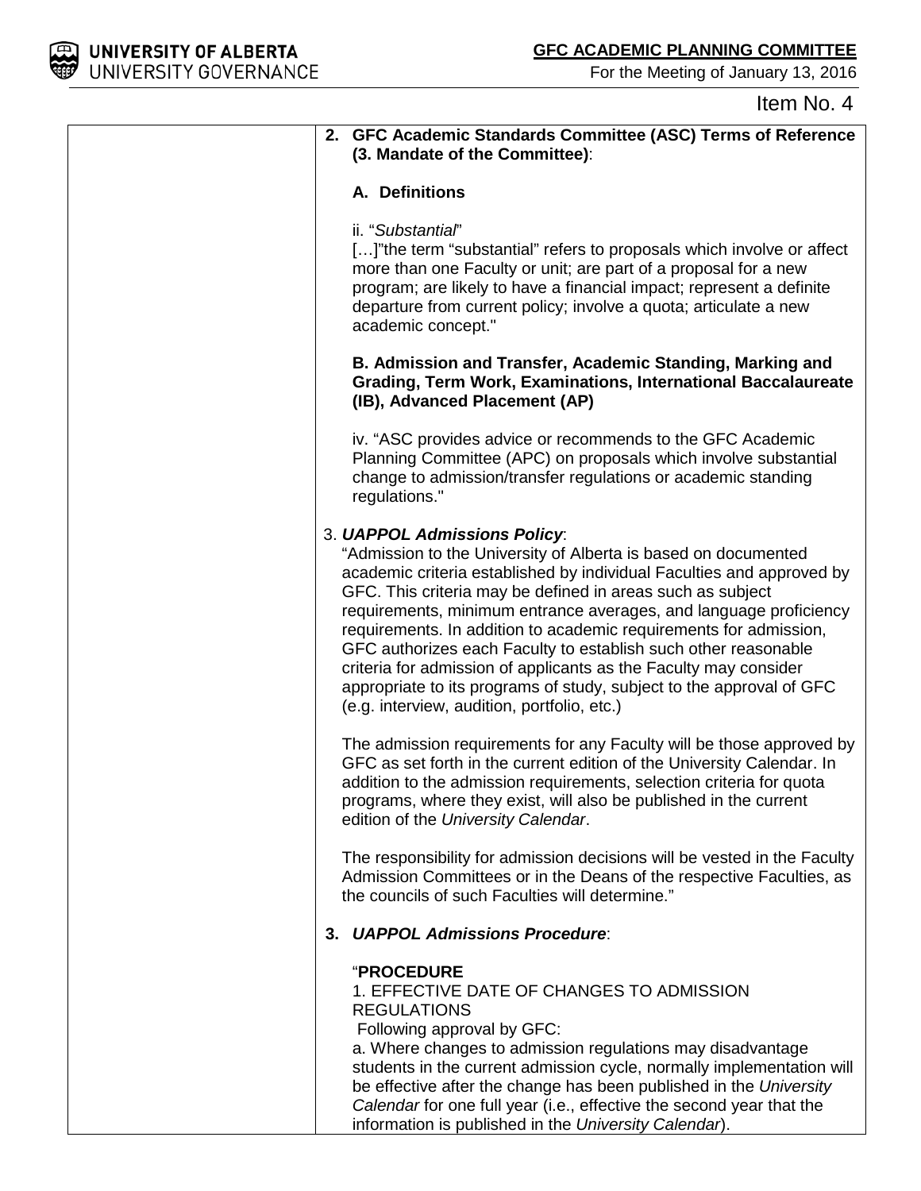Item No. 4

2. **GFC Academic Standards Committee (ASC) Terms of Reference (3. Mandate of the Committee)**:

   **A. Definitions**

   ii. "*Substantial*"
   […]"the term "substantial" refers to proposals which involve or affect more than one Faculty or unit; are part of a proposal for a new program; are likely to have a financial impact; represent a definite departure from current policy; involve a quota; articulate a new academic concept."

   **B. Admission and Transfer, Academic Standing, Marking and Grading, Term Work, Examinations, International Baccalaureate (IB), Advanced Placement (AP)**

   iv. "ASC provides advice or recommends to the GFC Academic Planning Committee (APC) on proposals which involve substantial change to admission/transfer regulations or academic standing regulations."

3. ***UAPPOL Admissions Policy***:
   "Admission to the University of Alberta is based on documented academic criteria established by individual Faculties and approved by GFC. This criteria may be defined in areas such as subject requirements, minimum entrance averages, and language proficiency requirements. In addition to academic requirements for admission, GFC authorizes each Faculty to establish such other reasonable criteria for admission of applicants as the Faculty may consider appropriate to its programs of study, subject to the approval of GFC (e.g. interview, audition, portfolio, etc.)

   The admission requirements for any Faculty will be those approved by GFC as set forth in the current edition of the University Calendar. In addition to the admission requirements, selection criteria for quota programs, where they exist, will also be published in the current edition of the *University Calendar*.

   The responsibility for admission decisions will be vested in the Faculty Admission Committees or in the Deans of the respective Faculties, as the councils of such Faculties will determine."

3. ***UAPPOL Admissions Procedure***:

   "**PROCEDURE**
   1. EFFECTIVE DATE OF CHANGES TO ADMISSION REGULATIONS
   Following approval by GFC:
   a. Where changes to admission regulations may disadvantage students in the current admission cycle, normally implementation will be effective after the change has been published in the *University Calendar* for one full year (i.e., effective the second year that the information is published in the *University Calendar*).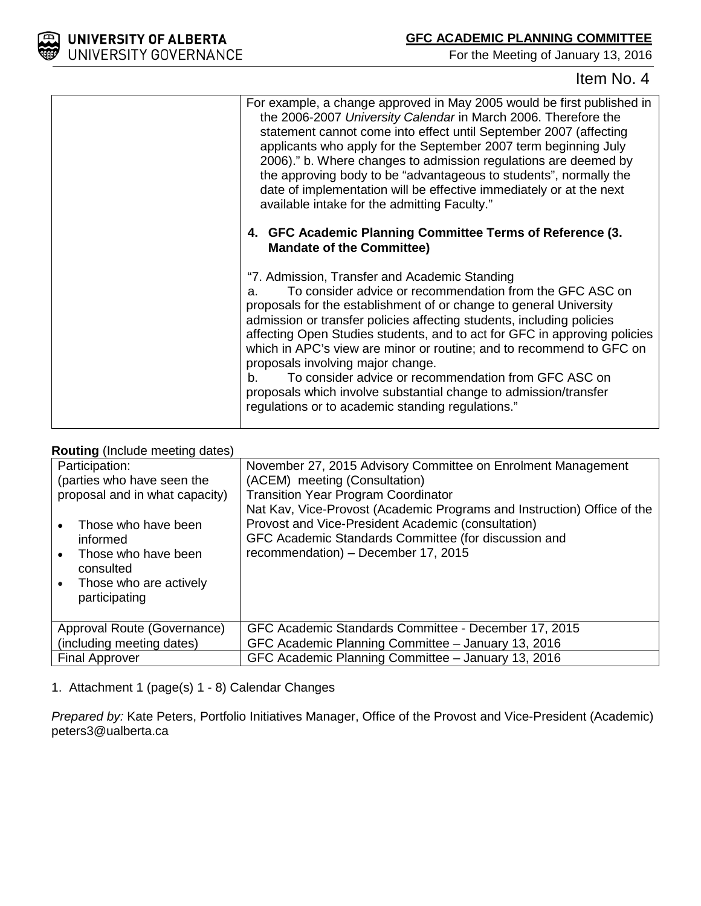Item No. 4

| | For example, a change approved in May 2005 would be first published in the 2006-2007 *University Calendar* in March 2006. Therefore the statement cannot come into effect until September 2007 (affecting applicants who apply for the September 2007 term beginning July 2006)." b. Where changes to admission regulations are deemed by the approving body to be "advantageous to students", normally the date of implementation will be effective immediately or at the next available intake for the admitting Faculty."<br><br>**4. GFC Academic Planning Committee Terms of Reference (3. Mandate of the Committee)**<br><br>"7. Admission, Transfer and Academic Standing<br>a. To consider advice or recommendation from the GFC ASC on proposals for the establishment of or change to general University admission or transfer policies affecting students, including policies affecting Open Studies students, and to act for GFC in approving policies which in APC's view are minor or routine; and to recommend to GFC on proposals involving major change.<br>b. To consider advice or recommendation from GFC ASC on proposals which involve substantial change to admission/transfer regulations or to academic standing regulations." |
|---|---|

**Routing** (Include meeting dates)

| | |
|---|---|
| Participation:<br>(parties who have seen the proposal and in what capacity)<br><br>• Those who have been informed<br>• Those who have been consulted<br>• Those who are actively participating | November 27, 2015 Advisory Committee on Enrolment Management (ACEM) meeting (Consultation)<br>Transition Year Program Coordinator<br>Nat Kav, Vice-Provost (Academic Programs and Instruction) Office of the Provost and Vice-President Academic (consultation)<br>GFC Academic Standards Committee (for discussion and recommendation) – December 17, 2015 |
| Approval Route (Governance)<br>(including meeting dates) | GFC Academic Standards Committee - December 17, 2015<br>GFC Academic Planning Committee – January 13, 2016 |
| Final Approver | GFC Academic Planning Committee – January 13, 2016 |

1. Attachment 1 (page(s) 1 - 8) Calendar Changes

*Prepared by:* Kate Peters, Portfolio Initiatives Manager, Office of the Provost and Vice-President (Academic) peters3@ualberta.ca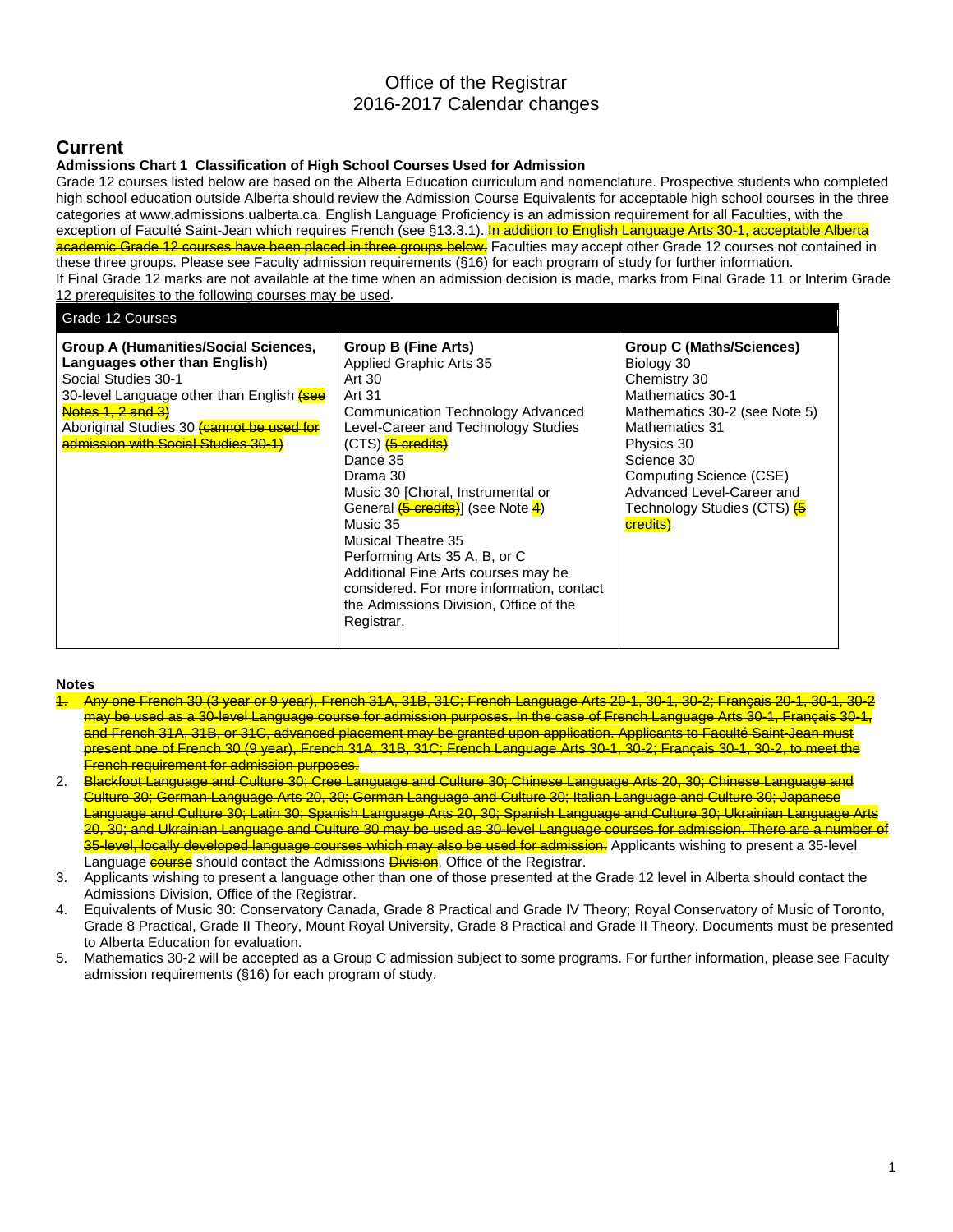# Office of the Registrar
# 2016-2017 Calendar changes

## Current

**Admissions Chart 1 Classification of High School Courses Used for Admission**

Grade 12 courses listed below are based on the Alberta Education curriculum and nomenclature. Prospective students who completed high school education outside Alberta should review the Admission Course Equivalents for acceptable high school courses in the three categories at www.admissions.ualberta.ca. English Language Proficiency is an admission requirement for all Faculties, with the exception of Faculté Saint-Jean which requires French (see §13.3.1). ~~In addition to English Language Arts 30-1, acceptable Alberta academic Grade 12 courses have been placed in three groups below.~~ Faculties may accept other Grade 12 courses not contained in these three groups. Please see Faculty admission requirements (§16) for each program of study for further information.

If Final Grade 12 marks are not available at the time when an admission decision is made, marks from Final Grade 11 or Interim Grade 12 prerequisites to the following courses may be used.

| Grade 12 Courses | | |
|---|---|---|
| **Group A (Humanities/Social Sciences, Languages other than English)**<br>Social Studies 30-1<br>30-level Language other than English ~~(see Notes 1, 2 and 3)~~<br>Aboriginal Studies 30 ~~(cannot be used for admission with Social Studies 30-1)~~ | **Group B (Fine Arts)**<br>Applied Graphic Arts 35<br>Art 30<br>Art 31<br>Communication Technology Advanced Level-Career and Technology Studies (CTS) ~~(5 credits)~~<br>Dance 35<br>Drama 30<br>Music 30 [Choral, Instrumental or General ~~(5 credits)~~] (see Note 4)<br>Music 35<br>Musical Theatre 35<br>Performing Arts 35 A, B, or C<br>Additional Fine Arts courses may be considered. For more information, contact the Admissions Division, Office of the Registrar. | **Group C (Maths/Sciences)**<br>Biology 30<br>Chemistry 30<br>Mathematics 30-1<br>Mathematics 30-2 (see Note 5)<br>Mathematics 31<br>Physics 30<br>Science 30<br>Computing Science (CSE) Advanced Level-Career and Technology Studies (CTS) ~~(5 credits)~~ |

**Notes**

1. ~~Any one French 30 (3 year or 9 year), French 31A, 31B, 31C; French Language Arts 20-1, 30-1, 30-2; Français 20-1, 30-1, 30-2 may be used as a 30-level Language course for admission purposes. In the case of French Language Arts 30-1, Français 30-1, and French 31A, 31B, or 31C, advanced placement may be granted upon application. Applicants to Faculté Saint-Jean must present one of French 30 (9 year), French 31A, 31B, 31C; French Language Arts 30-1, 30-2; Français 30-1, 30-2, to meet the French requirement for admission purposes.~~
2. ~~Blackfoot Language and Culture 30; Cree Language and Culture 30; Chinese Language Arts 20, 30; Chinese Language and Culture 30; German Language Arts 20, 30; German Language and Culture 30; Italian Language and Culture 30; Japanese Language and Culture 30; Latin 30; Spanish Language Arts 20, 30; Spanish Language and Culture 30; Ukrainian Language Arts 20, 30; and Ukrainian Language and Culture 30 may be used as 30-level Language courses for admission. There are a number of 35-level, locally developed language courses which may also be used for admission.~~ Applicants wishing to present a 35-level Language ~~course~~ should contact the Admissions ~~Division~~, Office of the Registrar.
3. Applicants wishing to present a language other than one of those presented at the Grade 12 level in Alberta should contact the Admissions Division, Office of the Registrar.
4. Equivalents of Music 30: Conservatory Canada, Grade 8 Practical and Grade IV Theory; Royal Conservatory of Music of Toronto, Grade 8 Practical, Grade II Theory, Mount Royal University, Grade 8 Practical and Grade II Theory. Documents must be presented to Alberta Education for evaluation.
5. Mathematics 30-2 will be accepted as a Group C admission subject to some programs. For further information, please see Faculty admission requirements (§16) for each program of study.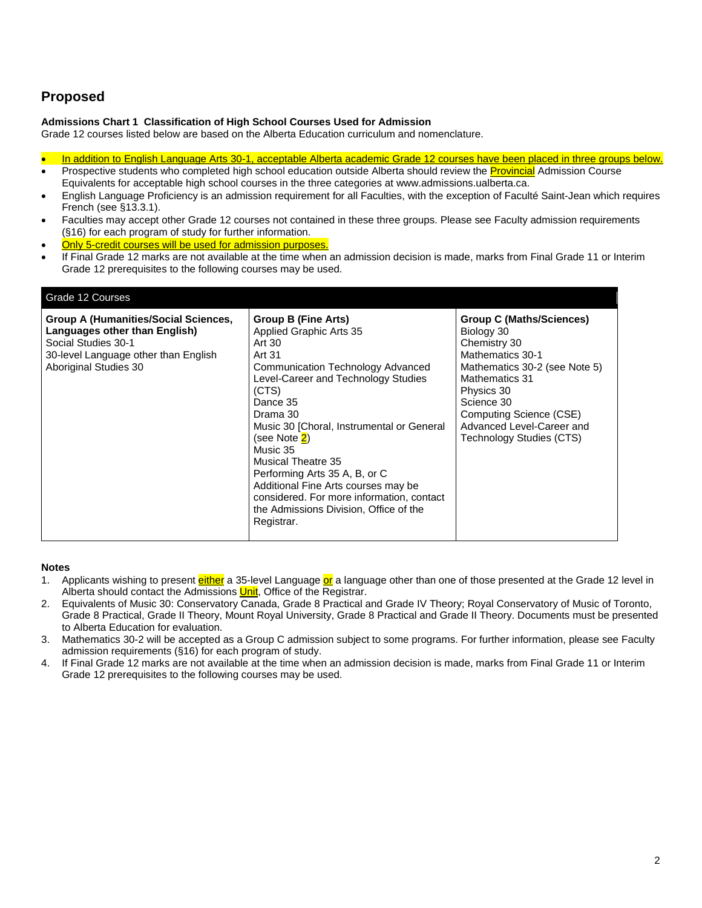## Proposed

**Admissions Chart 1 Classification of High School Courses Used for Admission**
Grade 12 courses listed below are based on the Alberta Education curriculum and nomenclature.

- In addition to English Language Arts 30-1, acceptable Alberta academic Grade 12 courses have been placed in three groups below.
- Prospective students who completed high school education outside Alberta should review the Provincial Admission Course Equivalents for acceptable high school courses in the three categories at www.admissions.ualberta.ca.
- English Language Proficiency is an admission requirement for all Faculties, with the exception of Faculté Saint-Jean which requires French (see §13.3.1).
- Faculties may accept other Grade 12 courses not contained in these three groups. Please see Faculty admission requirements (§16) for each program of study for further information.
- Only 5-credit courses will be used for admission purposes.
- If Final Grade 12 marks are not available at the time when an admission decision is made, marks from Final Grade 11 or Interim Grade 12 prerequisites to the following courses may be used.

| Grade 12 Courses | | |
|---|---|---|
| **Group A (Humanities/Social Sciences, Languages other than English)**<br>Social Studies 30-1<br>30-level Language other than English<br>Aboriginal Studies 30 | **Group B (Fine Arts)**<br>Applied Graphic Arts 35<br>Art 30<br>Art 31<br>Communication Technology Advanced Level-Career and Technology Studies (CTS)<br>Dance 35<br>Drama 30<br>Music 30 [Choral, Instrumental or General (see Note 2)<br>Music 35<br>Musical Theatre 35<br>Performing Arts 35 A, B, or C<br>Additional Fine Arts courses may be considered. For more information, contact the Admissions Division, Office of the Registrar. | **Group C (Maths/Sciences)**<br>Biology 30<br>Chemistry 30<br>Mathematics 30-1<br>Mathematics 30-2 (see Note 5)<br>Mathematics 31<br>Physics 30<br>Science 30<br>Computing Science (CSE) Advanced Level-Career and Technology Studies (CTS) |

**Notes**

1. Applicants wishing to present either a 35-level Language or a language other than one of those presented at the Grade 12 level in Alberta should contact the Admissions Unit, Office of the Registrar.
2. Equivalents of Music 30: Conservatory Canada, Grade 8 Practical and Grade IV Theory; Royal Conservatory of Music of Toronto, Grade 8 Practical, Grade II Theory, Mount Royal University, Grade 8 Practical and Grade II Theory. Documents must be presented to Alberta Education for evaluation.
3. Mathematics 30-2 will be accepted as a Group C admission subject to some programs. For further information, please see Faculty admission requirements (§16) for each program of study.
4. If Final Grade 12 marks are not available at the time when an admission decision is made, marks from Final Grade 11 or Interim Grade 12 prerequisites to the following courses may be used.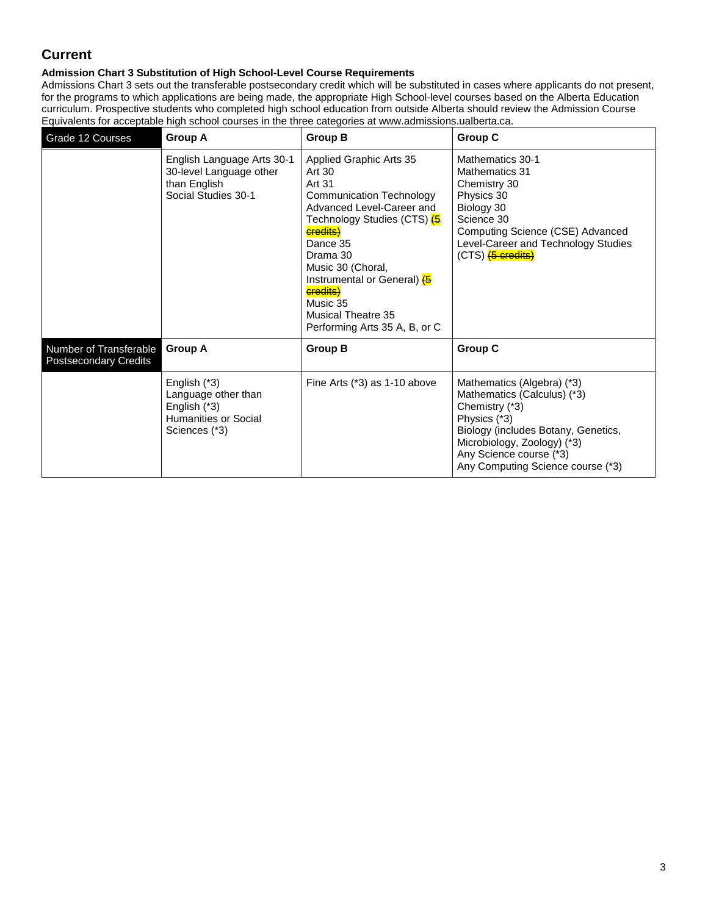## Current

**Admission Chart 3 Substitution of High School-Level Course Requirements**

Admissions Chart 3 sets out the transferable postsecondary credit which will be substituted in cases where applicants do not present, for the programs to which applications are being made, the appropriate High School-level courses based on the Alberta Education curriculum. Prospective students who completed high school education from outside Alberta should review the Admission Course Equivalents for acceptable high school courses in the three categories at www.admissions.ualberta.ca.

| Grade 12 Courses | Group A | Group B | Group C |
|---|---|---|---|
| | English Language Arts 30-1<br>30-level Language other than English<br>Social Studies 30-1 | Applied Graphic Arts 35<br>Art 30<br>Art 31<br>Communication Technology Advanced Level-Career and Technology Studies (CTS) ~~(5 credits)~~<br>Dance 35<br>Drama 30<br>Music 30 (Choral, Instrumental or General) ~~(5 credits)~~<br>Music 35<br>Musical Theatre 35<br>Performing Arts 35 A, B, or C | Mathematics 30-1<br>Mathematics 31<br>Chemistry 30<br>Physics 30<br>Biology 30<br>Science 30<br>Computing Science (CSE) Advanced Level-Career and Technology Studies (CTS) ~~(5 credits)~~ |
| **Number of Transferable Postsecondary Credits** | **Group A** | **Group B** | **Group C** |
| | English (*3)<br>Language other than English (*3)<br>Humanities or Social Sciences (*3) | Fine Arts (*3) as 1-10 above | Mathematics (Algebra) (*3)<br>Mathematics (Calculus) (*3)<br>Chemistry (*3)<br>Physics (*3)<br>Biology (includes Botany, Genetics, Microbiology, Zoology) (*3)<br>Any Science course (*3)<br>Any Computing Science course (*3) |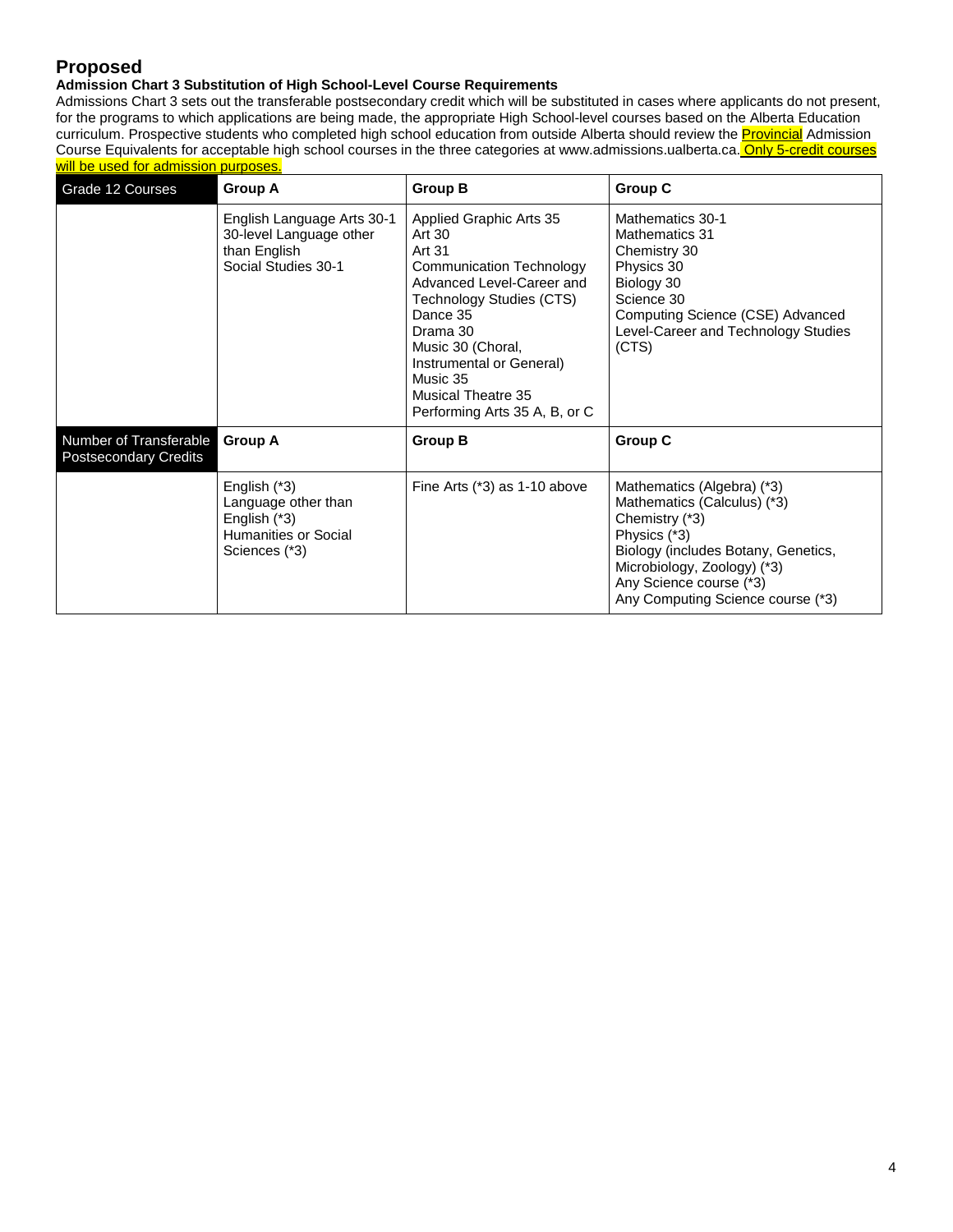# Proposed

**Admission Chart 3 Substitution of High School-Level Course Requirements**

Admissions Chart 3 sets out the transferable postsecondary credit which will be substituted in cases where applicants do not present, for the programs to which applications are being made, the appropriate High School-level courses based on the Alberta Education curriculum. Prospective students who completed high school education from outside Alberta should review the Provincial Admission Course Equivalents for acceptable high school courses in the three categories at www.admissions.ualberta.ca. Only 5-credit courses will be used for admission purposes.

| Grade 12 Courses | Group A | Group B | Group C |
|---|---|---|---|
| | English Language Arts 30-1<br>30-level Language other than English<br>Social Studies 30-1 | Applied Graphic Arts 35<br>Art 30<br>Art 31<br>Communication Technology Advanced Level-Career and Technology Studies (CTS)<br>Dance 35<br>Drama 30<br>Music 30 (Choral, Instrumental or General)<br>Music 35<br>Musical Theatre 35<br>Performing Arts 35 A, B, or C | Mathematics 30-1<br>Mathematics 31<br>Chemistry 30<br>Physics 30<br>Biology 30<br>Science 30<br>Computing Science (CSE) Advanced Level-Career and Technology Studies (CTS) |
| **Number of Transferable Postsecondary Credits** | **Group A** | **Group B** | **Group C** |
| | English (*3)<br>Language other than English (*3)<br>Humanities or Social Sciences (*3) | Fine Arts (*3) as 1-10 above | Mathematics (Algebra) (*3)<br>Mathematics (Calculus) (*3)<br>Chemistry (*3)<br>Physics (*3)<br>Biology (includes Botany, Genetics, Microbiology, Zoology) (*3)<br>Any Science course (*3)<br>Any Computing Science course (*3) |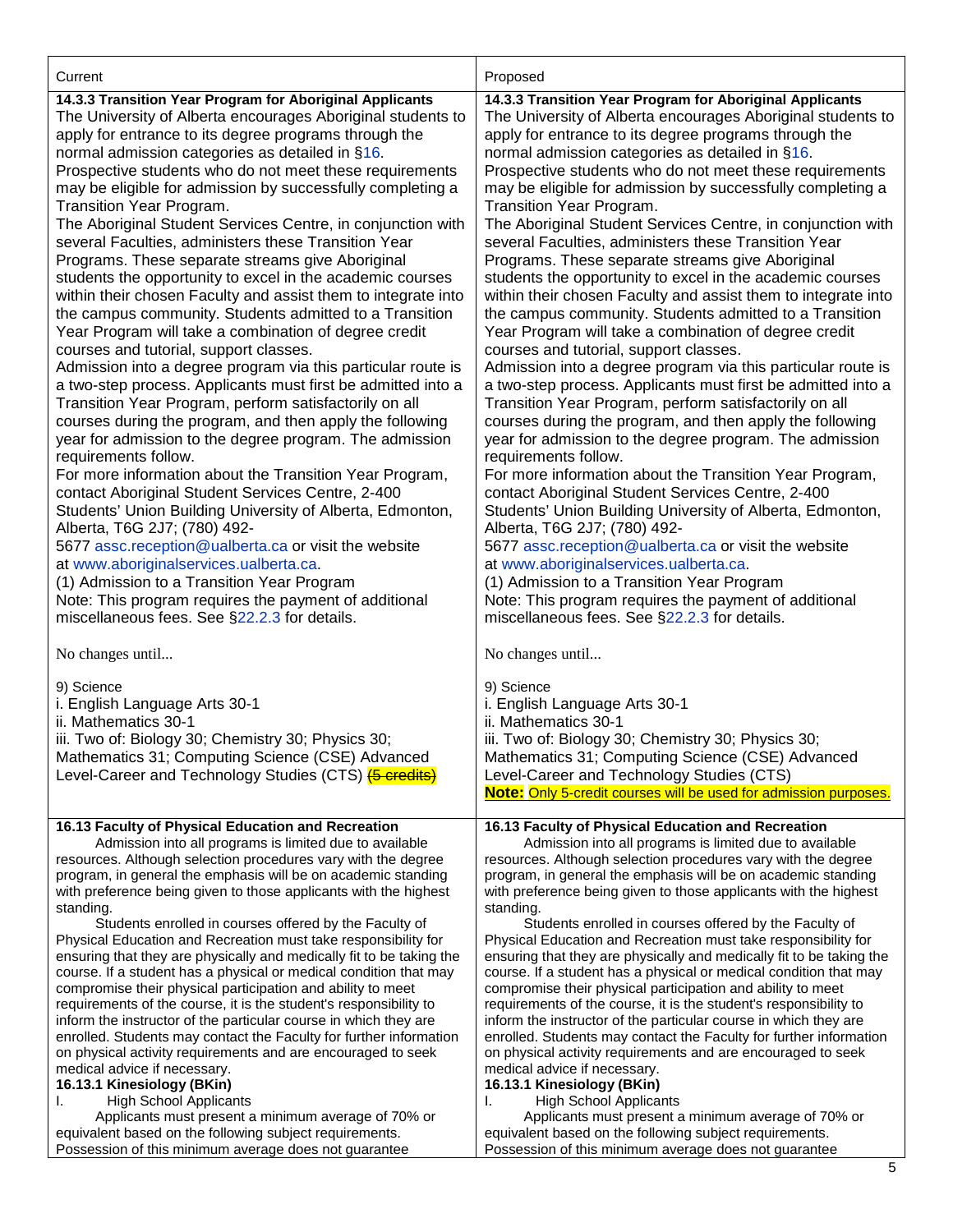| Current | Proposed |
| --- | --- |
| **14.3.3 Transition Year Program for Aboriginal Applicants**<br>The University of Alberta encourages Aboriginal students to apply for entrance to its degree programs through the normal admission categories as detailed in §16. Prospective students who do not meet these requirements may be eligible for admission by successfully completing a Transition Year Program.<br>The Aboriginal Student Services Centre, in conjunction with several Faculties, administers these Transition Year Programs. These separate streams give Aboriginal students the opportunity to excel in the academic courses within their chosen Faculty and assist them to integrate into the campus community. Students admitted to a Transition Year Program will take a combination of degree credit courses and tutorial, support classes.<br>Admission into a degree program via this particular route is a two-step process. Applicants must first be admitted into a Transition Year Program, perform satisfactorily on all courses during the program, and then apply the following year for admission to the degree program. The admission requirements follow.<br>For more information about the Transition Year Program, contact Aboriginal Student Services Centre, 2-400 Students' Union Building University of Alberta, Edmonton, Alberta, T6G 2J7; (780) 492-5677 assc.reception@ualberta.ca or visit the website at www.aboriginalservices.ualberta.ca.<br>(1) Admission to a Transition Year Program<br>Note: This program requires the payment of additional miscellaneous fees. See §22.2.3 for details.<br><br>No changes until...<br><br>9) Science<br>i. English Language Arts 30-1<br>ii. Mathematics 30-1<br>iii. Two of: Biology 30; Chemistry 30; Physics 30; Mathematics 31; Computing Science (CSE) Advanced Level-Career and Technology Studies (CTS) ~~(5 credits)~~ | **14.3.3 Transition Year Program for Aboriginal Applicants**<br>The University of Alberta encourages Aboriginal students to apply for entrance to its degree programs through the normal admission categories as detailed in §16. Prospective students who do not meet these requirements may be eligible for admission by successfully completing a Transition Year Program.<br>The Aboriginal Student Services Centre, in conjunction with several Faculties, administers these Transition Year Programs. These separate streams give Aboriginal students the opportunity to excel in the academic courses within their chosen Faculty and assist them to integrate into the campus community. Students admitted to a Transition Year Program will take a combination of degree credit courses and tutorial, support classes.<br>Admission into a degree program via this particular route is a two-step process. Applicants must first be admitted into a Transition Year Program, perform satisfactorily on all courses during the program, and then apply the following year for admission to the degree program. The admission requirements follow.<br>For more information about the Transition Year Program, contact Aboriginal Student Services Centre, 2-400 Students' Union Building University of Alberta, Edmonton, Alberta, T6G 2J7; (780) 492-5677 assc.reception@ualberta.ca or visit the website at www.aboriginalservices.ualberta.ca.<br>(1) Admission to a Transition Year Program<br>Note: This program requires the payment of additional miscellaneous fees. See §22.2.3 for details.<br><br>No changes until...<br><br>9) Science<br>i. English Language Arts 30-1<br>ii. Mathematics 30-1<br>iii. Two of: Biology 30; Chemistry 30; Physics 30; Mathematics 31; Computing Science (CSE) Advanced Level-Career and Technology Studies (CTS)<br>**Note:** Only 5-credit courses will be used for admission purposes. |
| **16.13 Faculty of Physical Education and Recreation**<br>Admission into all programs is limited due to available resources. Although selection procedures vary with the degree program, in general the emphasis will be on academic standing with preference being given to those applicants with the highest standing.<br>Students enrolled in courses offered by the Faculty of Physical Education and Recreation must take responsibility for ensuring that they are physically and medically fit to be taking the course. If a student has a physical or medical condition that may compromise their physical participation and ability to meet requirements of the course, it is the student's responsibility to inform the instructor of the particular course in which they are enrolled. Students may contact the Faculty for further information on physical activity requirements and are encouraged to seek medical advice if necessary.<br>**16.13.1 Kinesiology (BKin)**<br>I. High School Applicants<br>Applicants must present a minimum average of 70% or equivalent based on the following subject requirements. Possession of this minimum average does not guarantee | **16.13 Faculty of Physical Education and Recreation**<br>Admission into all programs is limited due to available resources. Although selection procedures vary with the degree program, in general the emphasis will be on academic standing with preference being given to those applicants with the highest standing.<br>Students enrolled in courses offered by the Faculty of Physical Education and Recreation must take responsibility for ensuring that they are physically and medically fit to be taking the course. If a student has a physical or medical condition that may compromise their physical participation and ability to meet requirements of the course, it is the student's responsibility to inform the instructor of the particular course in which they are enrolled. Students may contact the Faculty for further information on physical activity requirements and are encouraged to seek medical advice if necessary.<br>**16.13.1 Kinesiology (BKin)**<br>I. High School Applicants<br>Applicants must present a minimum average of 70% or equivalent based on the following subject requirements. Possession of this minimum average does not guarantee |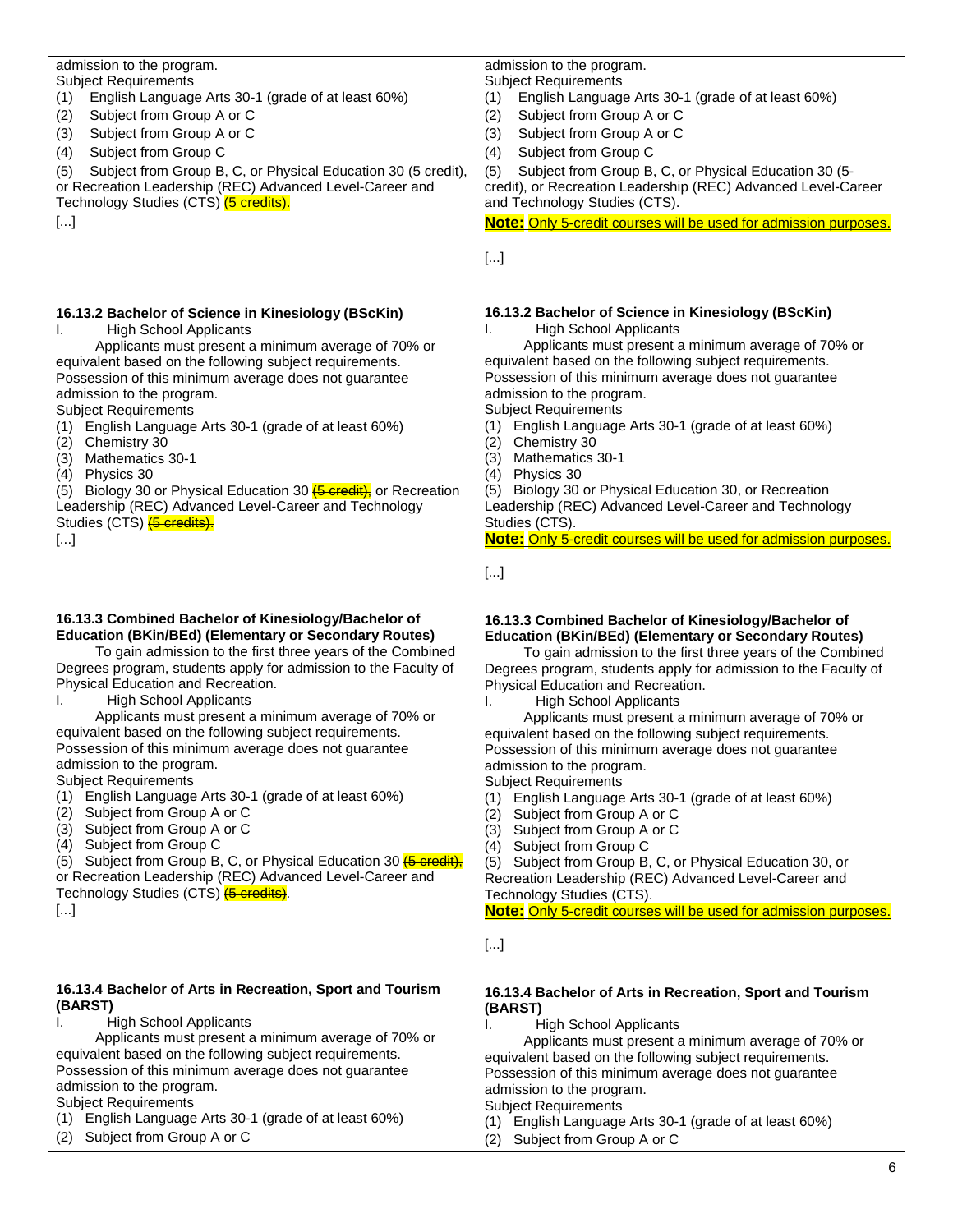| | |
|---|---|
| admission to the program.<br>Subject Requirements<br>(1) English Language Arts 30-1 (grade of at least 60%)<br>(2) Subject from Group A or C<br>(3) Subject from Group A or C<br>(4) Subject from Group C<br>(5) Subject from Group B, C, or Physical Education 30 (5 credit), or Recreation Leadership (REC) Advanced Level-Career and Technology Studies (CTS) ~~(5 credits).~~<br>[...] | admission to the program.<br>Subject Requirements<br>(1) English Language Arts 30-1 (grade of at least 60%)<br>(2) Subject from Group A or C<br>(3) Subject from Group A or C<br>(4) Subject from Group C<br>(5) Subject from Group B, C, or Physical Education 30 (5-credit), or Recreation Leadership (REC) Advanced Level-Career and Technology Studies (CTS).<br>**Note:** Only 5-credit courses will be used for admission purposes.<br>[...] |
| **16.13.2 Bachelor of Science in Kinesiology (BScKin)**<br>I. High School Applicants<br>Applicants must present a minimum average of 70% or equivalent based on the following subject requirements. Possession of this minimum average does not guarantee admission to the program.<br>Subject Requirements<br>(1) English Language Arts 30-1 (grade of at least 60%)<br>(2) Chemistry 30<br>(3) Mathematics 30-1<br>(4) Physics 30<br>(5) Biology 30 or Physical Education 30 ~~(5 credit),~~ or Recreation Leadership (REC) Advanced Level-Career and Technology Studies (CTS) ~~(5 credits).~~<br>[...] | **16.13.2 Bachelor of Science in Kinesiology (BScKin)**<br>I. High School Applicants<br>Applicants must present a minimum average of 70% or equivalent based on the following subject requirements. Possession of this minimum average does not guarantee admission to the program.<br>Subject Requirements<br>(1) English Language Arts 30-1 (grade of at least 60%)<br>(2) Chemistry 30<br>(3) Mathematics 30-1<br>(4) Physics 30<br>(5) Biology 30 or Physical Education 30, or Recreation Leadership (REC) Advanced Level-Career and Technology Studies (CTS).<br>**Note:** Only 5-credit courses will be used for admission purposes.<br>[...] |
| **16.13.3 Combined Bachelor of Kinesiology/Bachelor of Education (BKin/BEd) (Elementary or Secondary Routes)**<br>To gain admission to the first three years of the Combined Degrees program, students apply for admission to the Faculty of Physical Education and Recreation.<br>I. High School Applicants<br>Applicants must present a minimum average of 70% or equivalent based on the following subject requirements. Possession of this minimum average does not guarantee admission to the program.<br>Subject Requirements<br>(1) English Language Arts 30-1 (grade of at least 60%)<br>(2) Subject from Group A or C<br>(3) Subject from Group A or C<br>(4) Subject from Group C<br>(5) Subject from Group B, C, or Physical Education 30 ~~(5 credit),~~ or Recreation Leadership (REC) Advanced Level-Career and Technology Studies (CTS) ~~(5 credits)~~.<br>[...] | **16.13.3 Combined Bachelor of Kinesiology/Bachelor of Education (BKin/BEd) (Elementary or Secondary Routes)**<br>To gain admission to the first three years of the Combined Degrees program, students apply for admission to the Faculty of Physical Education and Recreation.<br>I. High School Applicants<br>Applicants must present a minimum average of 70% or equivalent based on the following subject requirements. Possession of this minimum average does not guarantee admission to the program.<br>Subject Requirements<br>(1) English Language Arts 30-1 (grade of at least 60%)<br>(2) Subject from Group A or C<br>(3) Subject from Group A or C<br>(4) Subject from Group C<br>(5) Subject from Group B, C, or Physical Education 30, or Recreation Leadership (REC) Advanced Level-Career and Technology Studies (CTS).<br>**Note:** Only 5-credit courses will be used for admission purposes.<br>[...] |
| **16.13.4 Bachelor of Arts in Recreation, Sport and Tourism (BARST)**<br>I. High School Applicants<br>Applicants must present a minimum average of 70% or equivalent based on the following subject requirements. Possession of this minimum average does not guarantee admission to the program.<br>Subject Requirements<br>(1) English Language Arts 30-1 (grade of at least 60%)<br>(2) Subject from Group A or C | **16.13.4 Bachelor of Arts in Recreation, Sport and Tourism (BARST)**<br>I. High School Applicants<br>Applicants must present a minimum average of 70% or equivalent based on the following subject requirements. Possession of this minimum average does not guarantee admission to the program.<br>Subject Requirements<br>(1) English Language Arts 30-1 (grade of at least 60%)<br>(2) Subject from Group A or C |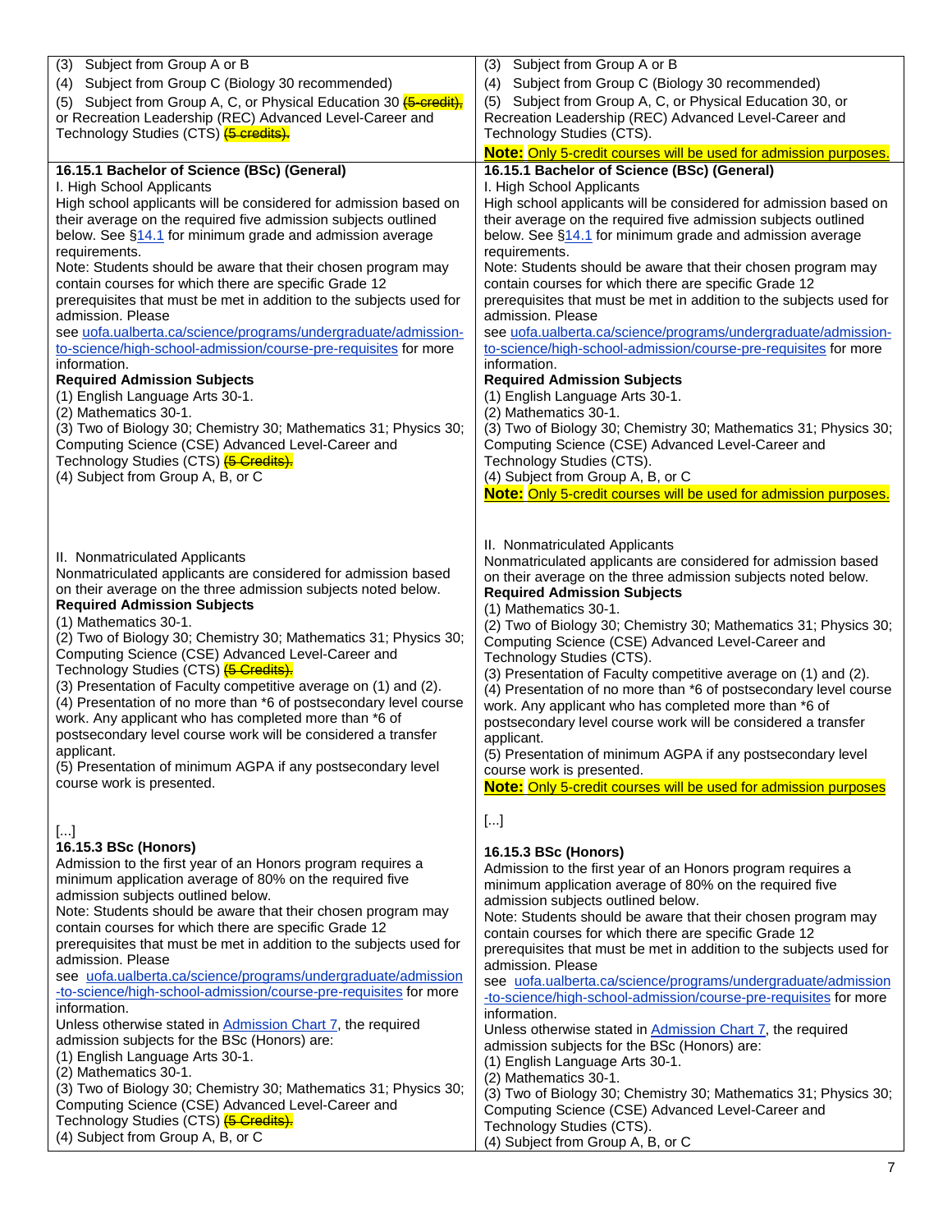| | |
|---|---|
| (3) Subject from Group A or B<br>(4) Subject from Group C (Biology 30 recommended)<br>(5) Subject from Group A, C, or Physical Education 30 ~~(5-credit),~~ or Recreation Leadership (REC) Advanced Level-Career and Technology Studies (CTS) ~~(5 credits).~~ | (3) Subject from Group A or B<br>(4) Subject from Group C (Biology 30 recommended)<br>(5) Subject from Group A, C, or Physical Education 30, or Recreation Leadership (REC) Advanced Level-Career and Technology Studies (CTS).<br>**Note:** Only 5-credit courses will be used for admission purposes. |
| **16.15.1 Bachelor of Science (BSc) (General)**<br>I. High School Applicants<br>High school applicants will be considered for admission based on their average on the required five admission subjects outlined below. See §14.1 for minimum grade and admission average requirements.<br>Note: Students should be aware that their chosen program may contain courses for which there are specific Grade 12 prerequisites that must be met in addition to the subjects used for admission. Please see uofa.ualberta.ca/science/programs/undergraduate/admission-to-science/high-school-admission/course-pre-requisites for more information.<br>**Required Admission Subjects**<br>(1) English Language Arts 30-1.<br>(2) Mathematics 30-1.<br>(3) Two of Biology 30; Chemistry 30; Mathematics 31; Physics 30; Computing Science (CSE) Advanced Level-Career and Technology Studies (CTS) ~~(5 Credits).~~<br>(4) Subject from Group A, B, or C<br><br>II. Nonmatriculated Applicants<br>Nonmatriculated applicants are considered for admission based on their average on the three admission subjects noted below.<br>**Required Admission Subjects**<br>(1) Mathematics 30-1.<br>(2) Two of Biology 30; Chemistry 30; Mathematics 31; Physics 30; Computing Science (CSE) Advanced Level-Career and Technology Studies (CTS) ~~(5 Credits).~~<br>(3) Presentation of Faculty competitive average on (1) and (2).<br>(4) Presentation of no more than *6 of postsecondary level course work. Any applicant who has completed more than *6 of postsecondary level course work will be considered a transfer applicant.<br>(5) Presentation of minimum AGPA if any postsecondary level course work is presented. | **16.15.1 Bachelor of Science (BSc) (General)**<br>I. High School Applicants<br>High school applicants will be considered for admission based on their average on the required five admission subjects outlined below. See §14.1 for minimum grade and admission average requirements.<br>Note: Students should be aware that their chosen program may contain courses for which there are specific Grade 12 prerequisites that must be met in addition to the subjects used for admission. Please see uofa.ualberta.ca/science/programs/undergraduate/admission-to-science/high-school-admission/course-pre-requisites for more information.<br>**Required Admission Subjects**<br>(1) English Language Arts 30-1.<br>(2) Mathematics 30-1.<br>(3) Two of Biology 30; Chemistry 30; Mathematics 31; Physics 30; Computing Science (CSE) Advanced Level-Career and Technology Studies (CTS).<br>(4) Subject from Group A, B, or C<br>**Note:** Only 5-credit courses will be used for admission purposes.<br><br>II. Nonmatriculated Applicants<br>Nonmatriculated applicants are considered for admission based on their average on the three admission subjects noted below.<br>**Required Admission Subjects**<br>(1) Mathematics 30-1.<br>(2) Two of Biology 30; Chemistry 30; Mathematics 31; Physics 30; Computing Science (CSE) Advanced Level-Career and Technology Studies (CTS).<br>(3) Presentation of Faculty competitive average on (1) and (2).<br>(4) Presentation of no more than *6 of postsecondary level course work. Any applicant who has completed more than *6 of postsecondary level course work will be considered a transfer applicant.<br>(5) Presentation of minimum AGPA if any postsecondary level course work is presented.<br>**Note:** Only 5-credit courses will be used for admission purposes |
| [...]<br>**16.15.3 BSc (Honors)**<br>Admission to the first year of an Honors program requires a minimum application average of 80% on the required five admission subjects outlined below.<br>Note: Students should be aware that their chosen program may contain courses for which there are specific Grade 12 prerequisites that must be met in addition to the subjects used for admission. Please see uofa.ualberta.ca/science/programs/undergraduate/admission-to-science/high-school-admission/course-pre-requisites for more information.<br>Unless otherwise stated in Admission Chart 7, the required admission subjects for the BSc (Honors) are:<br>(1) English Language Arts 30-1.<br>(2) Mathematics 30-1.<br>(3) Two of Biology 30; Chemistry 30; Mathematics 31; Physics 30; Computing Science (CSE) Advanced Level-Career and Technology Studies (CTS) ~~(5 Credits).~~<br>(4) Subject from Group A, B, or C | [...]<br>**16.15.3 BSc (Honors)**<br>Admission to the first year of an Honors program requires a minimum application average of 80% on the required five admission subjects outlined below.<br>Note: Students should be aware that their chosen program may contain courses for which there are specific Grade 12 prerequisites that must be met in addition to the subjects used for admission. Please see uofa.ualberta.ca/science/programs/undergraduate/admission-to-science/high-school-admission/course-pre-requisites for more information.<br>Unless otherwise stated in Admission Chart 7, the required admission subjects for the BSc (Honors) are:<br>(1) English Language Arts 30-1.<br>(2) Mathematics 30-1.<br>(3) Two of Biology 30; Chemistry 30; Mathematics 31; Physics 30; Computing Science (CSE) Advanced Level-Career and Technology Studies (CTS).<br>(4) Subject from Group A, B, or C |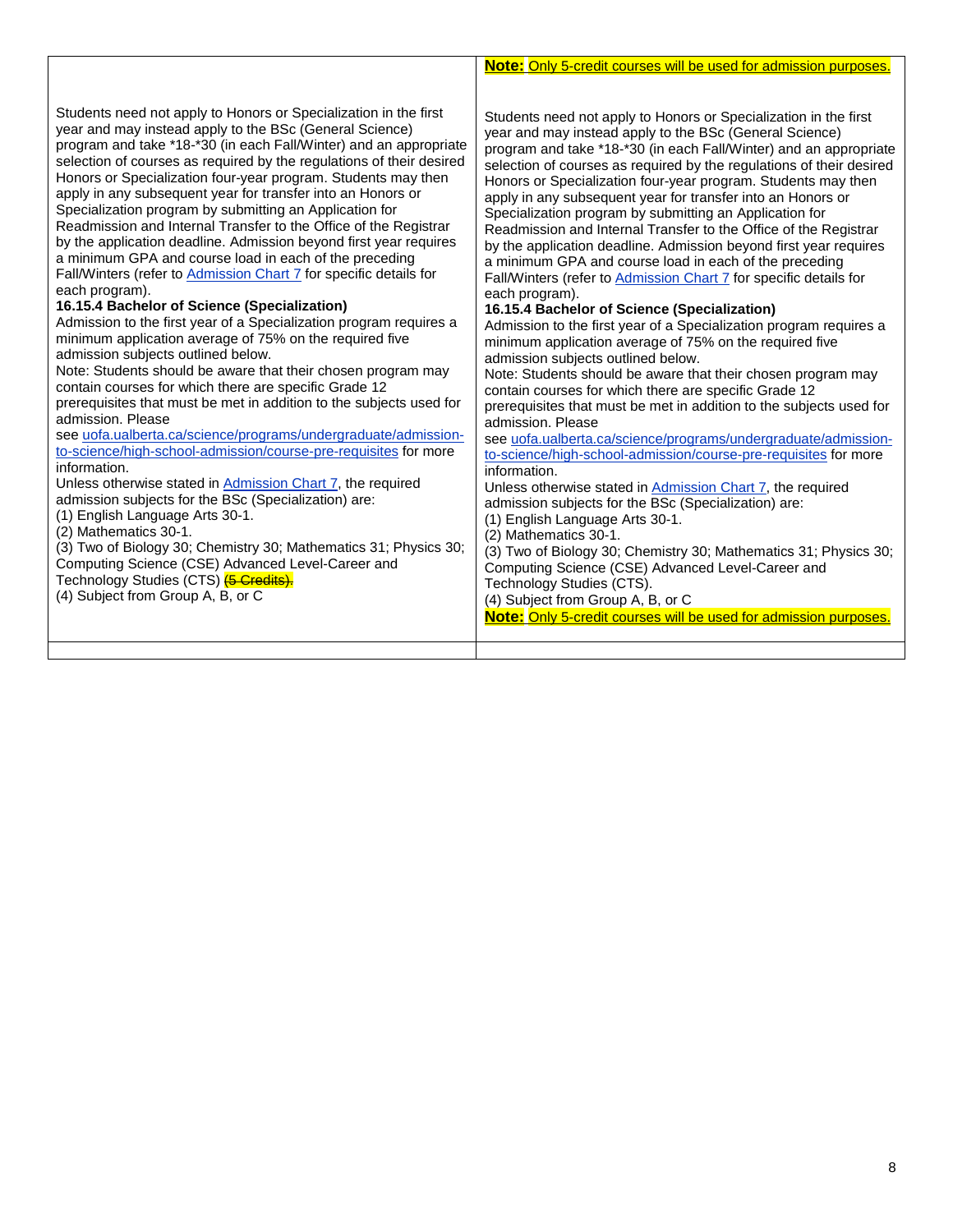| | |
|---|---|
| | **Note:** Only 5-credit courses will be used for admission purposes. |
| Students need not apply to Honors or Specialization in the first year and may instead apply to the BSc (General Science) program and take *18-*30 (in each Fall/Winter) and an appropriate selection of courses as required by the regulations of their desired Honors or Specialization four-year program. Students may then apply in any subsequent year for transfer into an Honors or Specialization program by submitting an Application for Readmission and Internal Transfer to the Office of the Registrar by the application deadline. Admission beyond first year requires a minimum GPA and course load in each of the preceding Fall/Winters (refer to Admission Chart 7 for specific details for each program).<br>**16.15.4 Bachelor of Science (Specialization)**<br>Admission to the first year of a Specialization program requires a minimum application average of 75% on the required five admission subjects outlined below.<br>Note: Students should be aware that their chosen program may contain courses for which there are specific Grade 12 prerequisites that must be met in addition to the subjects used for admission. Please see uofa.ualberta.ca/science/programs/undergraduate/admission-to-science/high-school-admission/course-pre-requisites for more information.<br>Unless otherwise stated in Admission Chart 7, the required admission subjects for the BSc (Specialization) are:<br>(1) English Language Arts 30-1.<br>(2) Mathematics 30-1.<br>(3) Two of Biology 30; Chemistry 30; Mathematics 31; Physics 30; Computing Science (CSE) Advanced Level-Career and Technology Studies (CTS) ~~(5 Credits).~~<br>(4) Subject from Group A, B, or C | Students need not apply to Honors or Specialization in the first year and may instead apply to the BSc (General Science) program and take *18-*30 (in each Fall/Winter) and an appropriate selection of courses as required by the regulations of their desired Honors or Specialization four-year program. Students may then apply in any subsequent year for transfer into an Honors or Specialization program by submitting an Application for Readmission and Internal Transfer to the Office of the Registrar by the application deadline. Admission beyond first year requires a minimum GPA and course load in each of the preceding Fall/Winters (refer to Admission Chart 7 for specific details for each program).<br>**16.15.4 Bachelor of Science (Specialization)**<br>Admission to the first year of a Specialization program requires a minimum application average of 75% on the required five admission subjects outlined below.<br>Note: Students should be aware that their chosen program may contain courses for which there are specific Grade 12 prerequisites that must be met in addition to the subjects used for admission. Please see uofa.ualberta.ca/science/programs/undergraduate/admission-to-science/high-school-admission/course-pre-requisites for more information.<br>Unless otherwise stated in Admission Chart 7, the required admission subjects for the BSc (Specialization) are:<br>(1) English Language Arts 30-1.<br>(2) Mathematics 30-1.<br>(3) Two of Biology 30; Chemistry 30; Mathematics 31; Physics 30; Computing Science (CSE) Advanced Level-Career and Technology Studies (CTS).<br>(4) Subject from Group A, B, or C<br>**Note:** Only 5-credit courses will be used for admission purposes. |
| | |